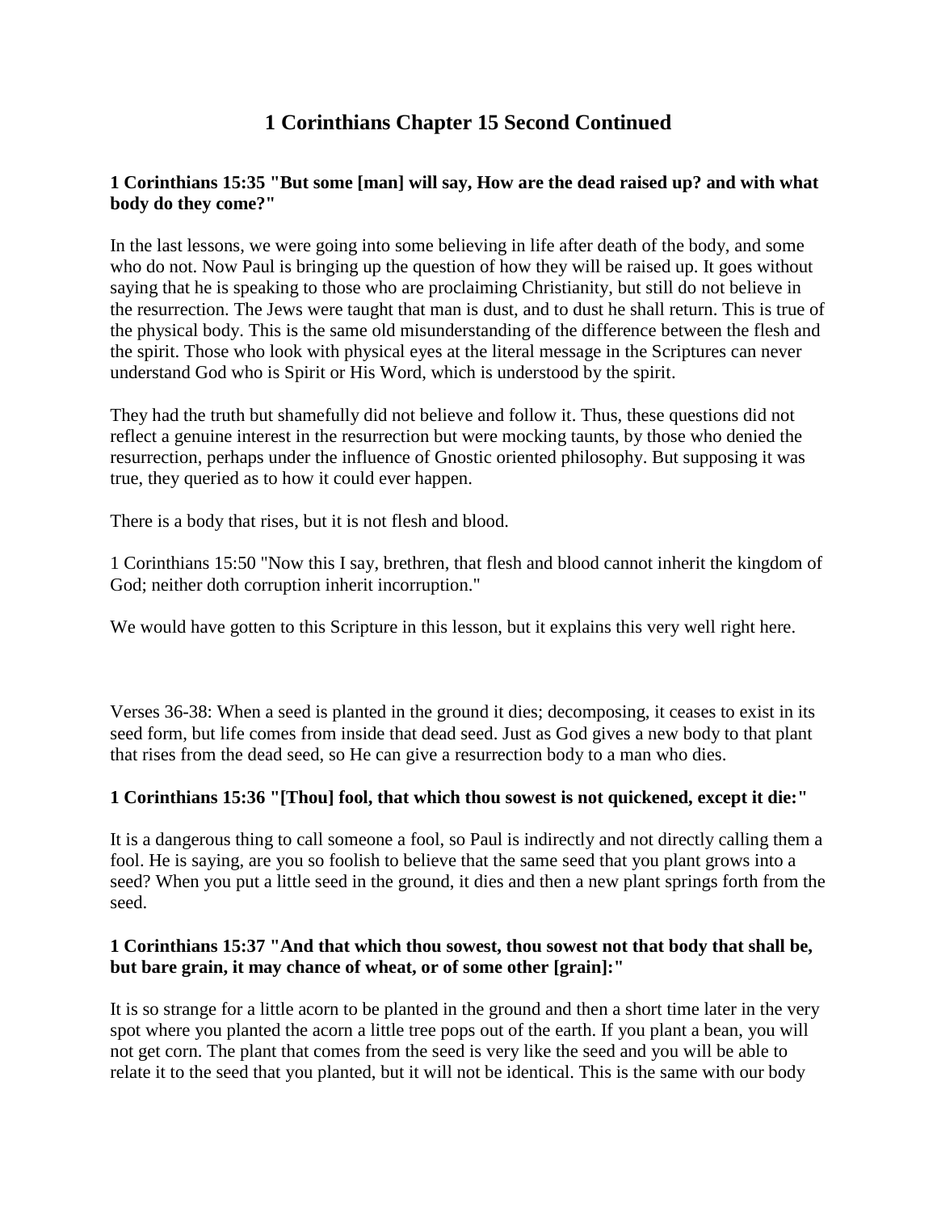# 1 Corinthians Chapter 15 Second Continued

**1 Corinthians 15:35 "But some [man] will say, How are the dead raised up? and with what body do they come?"**

In the last lessons, we were going into some believing in life after death of the body, and some who do not. Now Paul is bringing up the question of how they will be raised up. It goes without saying that he is speaking to those who are proclaiming Christianity, but still do not believe in the resurrection. The Jews were taught that man is dust, and to dust he shall return. This is true of the physical body. This is the same old misunderstanding of the difference between the flesh and the spirit. Those who look with physical eyes at the literal message in the Scriptures can never understand God who is Spirit or His Word, which is understood by the spirit.

They had the truth but shamefully did not believe and follow it. Thus, these questions did not reflect a genuine interest in the resurrection but were mocking taunts, by those who denied the resurrection, perhaps under the influence of Gnostic oriented philosophy. But supposing it was true, they queried as to how it could ever happen.

There is a body that rises, but it is not flesh and blood.

1 Corinthians 15:50 "Now this I say, brethren, that flesh and blood cannot inherit the kingdom of God; neither doth corruption inherit incorruption."

We would have gotten to this Scripture in this lesson, but it explains this very well right here.

Verses 36-38: When a seed is planted in the ground it dies; decomposing, it ceases to exist in its seed form, but life comes from inside that dead seed. Just as God gives a new body to that plant that rises from the dead seed, so He can give a resurrection body to a man who dies.

**1 Corinthians 15:36 "[Thou] fool, that which thou sowest is not quickened, except it die:"**

It is a dangerous thing to call someone a fool, so Paul is indirectly and not directly calling them a fool. He is saying, are you so foolish to believe that the same seed that you plant grows into a seed? When you put a little seed in the ground, it dies and then a new plant springs forth from the seed.

**1 Corinthians 15:37 "And that which thou sowest, thou sowest not that body that shall be, but bare grain, it may chance of wheat, or of some other [grain]:"**

It is so strange for a little acorn to be planted in the ground and then a short time later in the very spot where you planted the acorn a little tree pops out of the earth. If you plant a bean, you will not get corn. The plant that comes from the seed is very like the seed and you will be able to relate it to the seed that you planted, but it will not be identical. This is the same with our body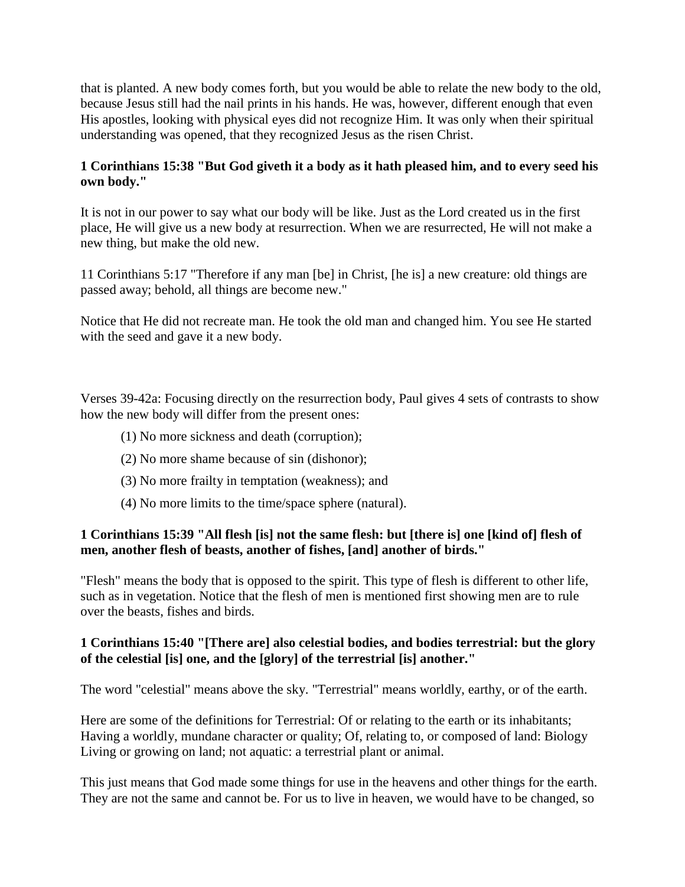that is planted. A new body comes forth, but you would be able to relate the new body to the old, because Jesus still had the nail prints in his hands. He was, however, different enough that even His apostles, looking with physical eyes did not recognize Him. It was only when their spiritual understanding was opened, that they recognized Jesus as the risen Christ.

**1 Corinthians 15:38 "But God giveth it a body as it hath pleased him, and to every seed his own body."**

It is not in our power to say what our body will be like. Just as the Lord created us in the first place, He will give us a new body at resurrection. When we are resurrected, He will not make a new thing, but make the old new.

11 Corinthians 5:17 "Therefore if any man [be] in Christ, [he is] a new creature: old things are passed away; behold, all things are become new."

Notice that He did not recreate man. He took the old man and changed him. You see He started with the seed and gave it a new body.

Verses 39-42a: Focusing directly on the resurrection body, Paul gives 4 sets of contrasts to show how the new body will differ from the present ones:

(1) No more sickness and death (corruption);

(2) No more shame because of sin (dishonor);

(3) No more frailty in temptation (weakness); and

(4) No more limits to the time/space sphere (natural).

**1 Corinthians 15:39 "All flesh [is] not the same flesh: but [there is] one [kind of] flesh of men, another flesh of beasts, another of fishes, [and] another of birds."**

"Flesh" means the body that is opposed to the spirit. This type of flesh is different to other life, such as in vegetation. Notice that the flesh of men is mentioned first showing men are to rule over the beasts, fishes and birds.

**1 Corinthians 15:40 "[There are] also celestial bodies, and bodies terrestrial: but the glory of the celestial [is] one, and the [glory] of the terrestrial [is] another."**

The word "celestial" means above the sky. "Terrestrial" means worldly, earthy, or of the earth.

Here are some of the definitions for Terrestrial: Of or relating to the earth or its inhabitants; Having a worldly, mundane character or quality; Of, relating to, or composed of land: Biology Living or growing on land; not aquatic: a terrestrial plant or animal.

This just means that God made some things for use in the heavens and other things for the earth. They are not the same and cannot be. For us to live in heaven, we would have to be changed, so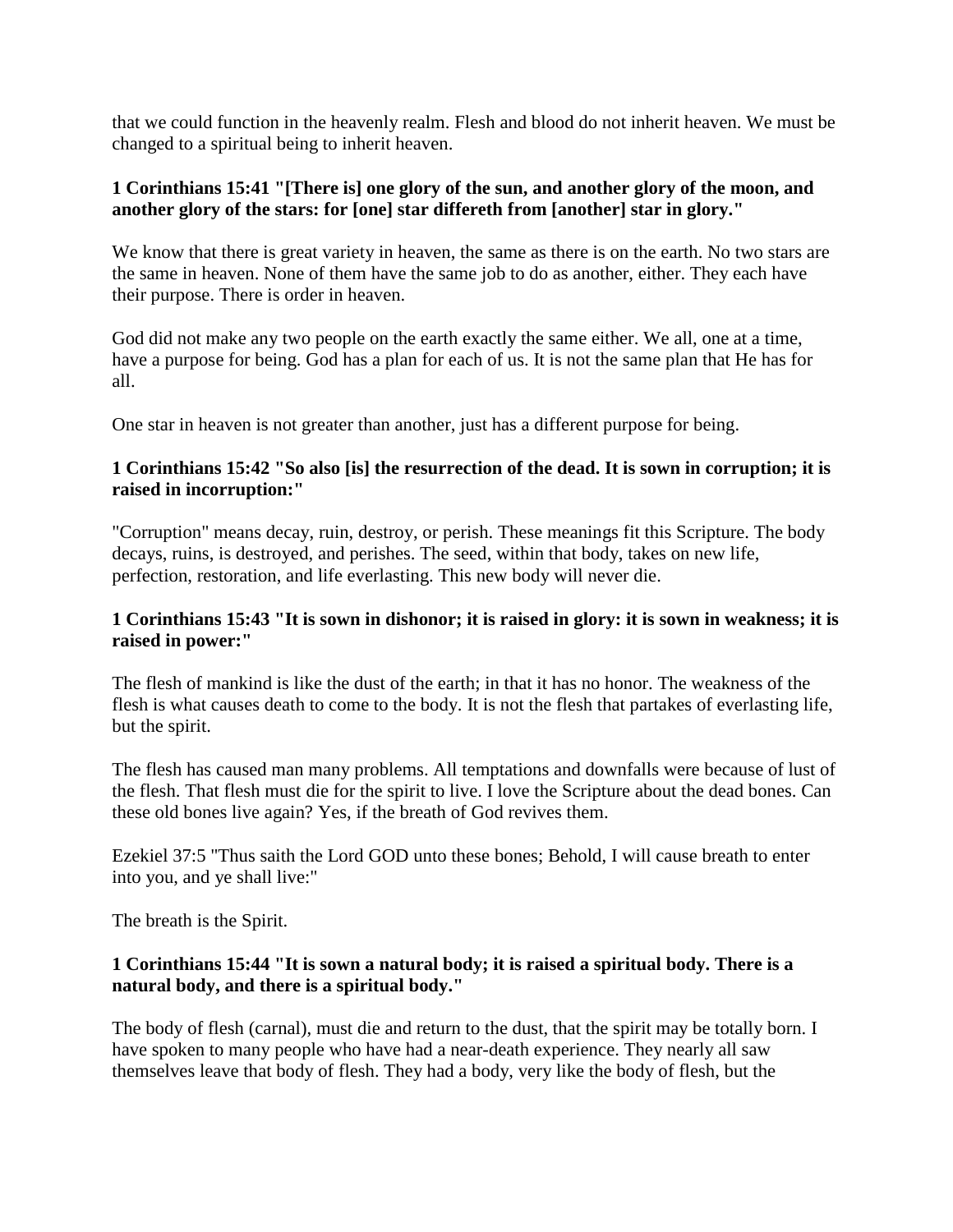that we could function in the heavenly realm. Flesh and blood do not inherit heaven. We must be changed to a spiritual being to inherit heaven.

**1 Corinthians 15:41 "[There is] one glory of the sun, and another glory of the moon, and another glory of the stars: for [one] star differeth from [another] star in glory."**

We know that there is great variety in heaven, the same as there is on the earth. No two stars are the same in heaven. None of them have the same job to do as another, either. They each have their purpose. There is order in heaven.

God did not make any two people on the earth exactly the same either. We all, one at a time, have a purpose for being. God has a plan for each of us. It is not the same plan that He has for all.

One star in heaven is not greater than another, just has a different purpose for being.

**1 Corinthians 15:42 "So also [is] the resurrection of the dead. It is sown in corruption; it is raised in incorruption:"**

"Corruption" means decay, ruin, destroy, or perish. These meanings fit this Scripture. The body decays, ruins, is destroyed, and perishes. The seed, within that body, takes on new life, perfection, restoration, and life everlasting. This new body will never die.

**1 Corinthians 15:43 "It is sown in dishonor; it is raised in glory: it is sown in weakness; it is raised in power:"**

The flesh of mankind is like the dust of the earth; in that it has no honor. The weakness of the flesh is what causes death to come to the body. It is not the flesh that partakes of everlasting life, but the spirit.

The flesh has caused man many problems. All temptations and downfalls were because of lust of the flesh. That flesh must die for the spirit to live. I love the Scripture about the dead bones. Can these old bones live again? Yes, if the breath of God revives them.

Ezekiel 37:5 "Thus saith the Lord GOD unto these bones; Behold, I will cause breath to enter into you, and ye shall live:"

The breath is the Spirit.

**1 Corinthians 15:44 "It is sown a natural body; it is raised a spiritual body. There is a natural body, and there is a spiritual body."**

The body of flesh (carnal), must die and return to the dust, that the spirit may be totally born. I have spoken to many people who have had a near-death experience. They nearly all saw themselves leave that body of flesh. They had a body, very like the body of flesh, but the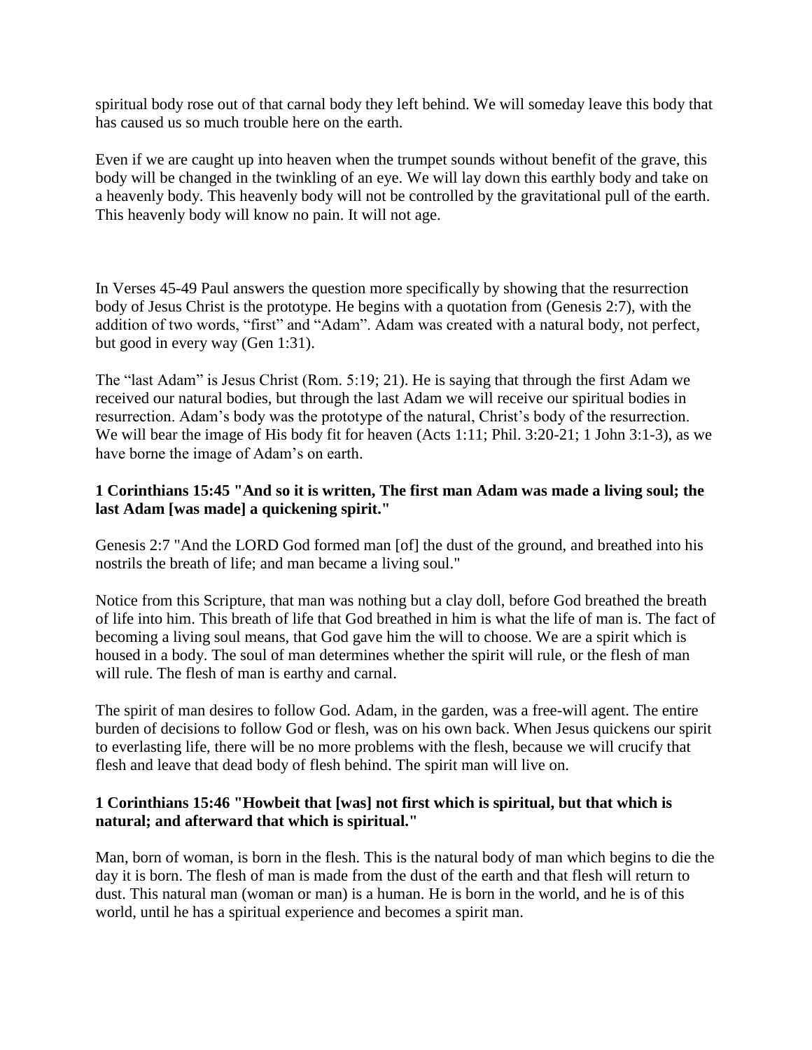spiritual body rose out of that carnal body they left behind. We will someday leave this body that has caused us so much trouble here on the earth.

Even if we are caught up into heaven when the trumpet sounds without benefit of the grave, this body will be changed in the twinkling of an eye. We will lay down this earthly body and take on a heavenly body. This heavenly body will not be controlled by the gravitational pull of the earth. This heavenly body will know no pain. It will not age.

In Verses 45-49 Paul answers the question more specifically by showing that the resurrection body of Jesus Christ is the prototype. He begins with a quotation from (Genesis 2:7), with the addition of two words, "first" and "Adam". Adam was created with a natural body, not perfect, but good in every way (Gen 1:31).

The "last Adam" is Jesus Christ (Rom. 5:19; 21). He is saying that through the first Adam we received our natural bodies, but through the last Adam we will receive our spiritual bodies in resurrection. Adam's body was the prototype of the natural, Christ's body of the resurrection. We will bear the image of His body fit for heaven (Acts 1:11; Phil. 3:20-21; 1 John 3:1-3), as we have borne the image of Adam's on earth.

**1 Corinthians 15:45 "And so it is written, The first man Adam was made a living soul; the last Adam [was made] a quickening spirit."**

Genesis 2:7 "And the LORD God formed man [of] the dust of the ground, and breathed into his nostrils the breath of life; and man became a living soul."

Notice from this Scripture, that man was nothing but a clay doll, before God breathed the breath of life into him. This breath of life that God breathed in him is what the life of man is. The fact of becoming a living soul means, that God gave him the will to choose. We are a spirit which is housed in a body. The soul of man determines whether the spirit will rule, or the flesh of man will rule. The flesh of man is earthy and carnal.

The spirit of man desires to follow God. Adam, in the garden, was a free-will agent. The entire burden of decisions to follow God or flesh, was on his own back. When Jesus quickens our spirit to everlasting life, there will be no more problems with the flesh, because we will crucify that flesh and leave that dead body of flesh behind. The spirit man will live on.

**1 Corinthians 15:46 "Howbeit that [was] not first which is spiritual, but that which is natural; and afterward that which is spiritual."**

Man, born of woman, is born in the flesh. This is the natural body of man which begins to die the day it is born. The flesh of man is made from the dust of the earth and that flesh will return to dust. This natural man (woman or man) is a human. He is born in the world, and he is of this world, until he has a spiritual experience and becomes a spirit man.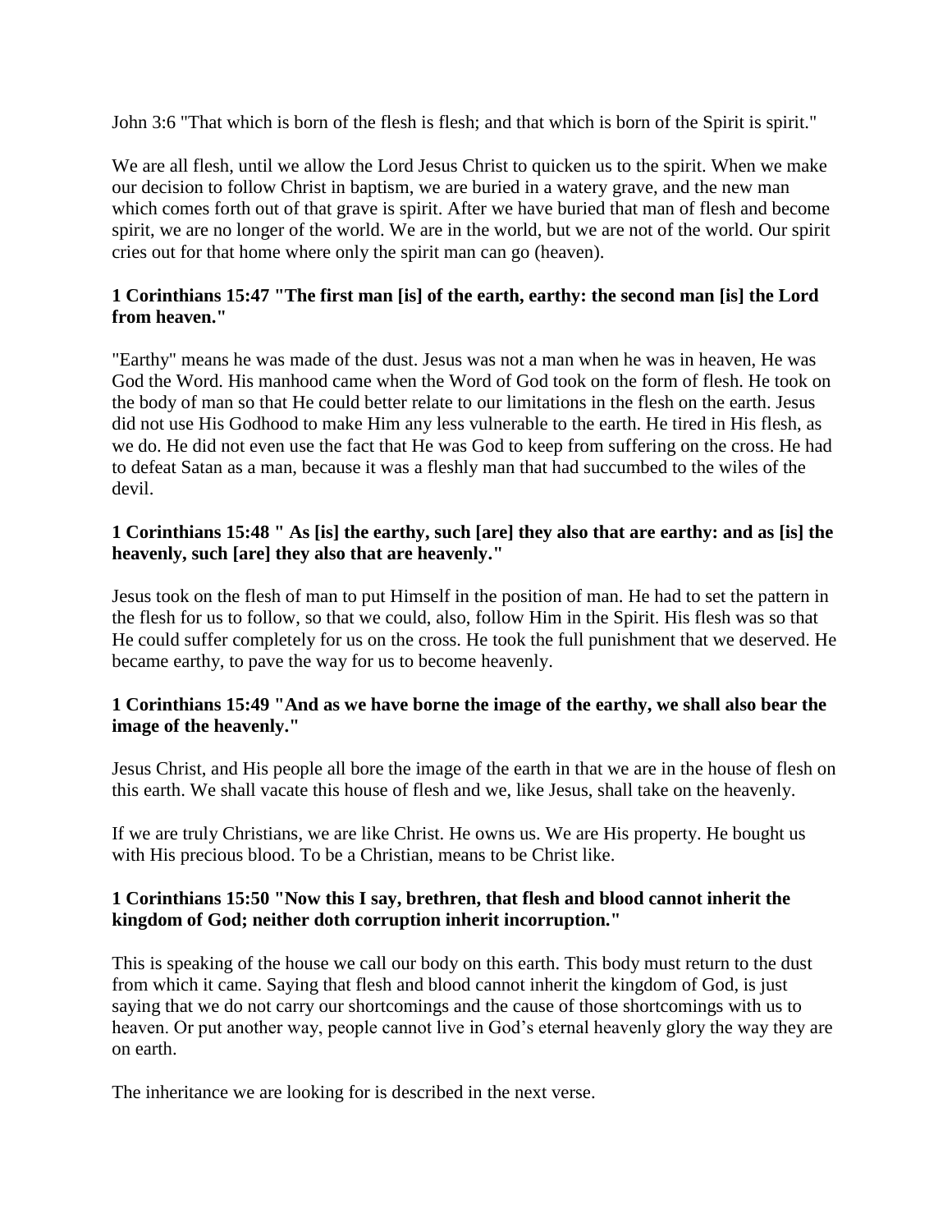John 3:6 "That which is born of the flesh is flesh; and that which is born of the Spirit is spirit."

We are all flesh, until we allow the Lord Jesus Christ to quicken us to the spirit. When we make our decision to follow Christ in baptism, we are buried in a watery grave, and the new man which comes forth out of that grave is spirit. After we have buried that man of flesh and become spirit, we are no longer of the world. We are in the world, but we are not of the world. Our spirit cries out for that home where only the spirit man can go (heaven).

**1 Corinthians 15:47 "The first man [is] of the earth, earthy: the second man [is] the Lord from heaven."**

"Earthy" means he was made of the dust. Jesus was not a man when he was in heaven, He was God the Word. His manhood came when the Word of God took on the form of flesh. He took on the body of man so that He could better relate to our limitations in the flesh on the earth. Jesus did not use His Godhood to make Him any less vulnerable to the earth. He tired in His flesh, as we do. He did not even use the fact that He was God to keep from suffering on the cross. He had to defeat Satan as a man, because it was a fleshly man that had succumbed to the wiles of the devil.

**1 Corinthians 15:48 " As [is] the earthy, such [are] they also that are earthy: and as [is] the heavenly, such [are] they also that are heavenly."**

Jesus took on the flesh of man to put Himself in the position of man. He had to set the pattern in the flesh for us to follow, so that we could, also, follow Him in the Spirit. His flesh was so that He could suffer completely for us on the cross. He took the full punishment that we deserved. He became earthy, to pave the way for us to become heavenly.

**1 Corinthians 15:49 "And as we have borne the image of the earthy, we shall also bear the image of the heavenly."**

Jesus Christ, and His people all bore the image of the earth in that we are in the house of flesh on this earth. We shall vacate this house of flesh and we, like Jesus, shall take on the heavenly.

If we are truly Christians, we are like Christ. He owns us. We are His property. He bought us with His precious blood. To be a Christian, means to be Christ like.

**1 Corinthians 15:50 "Now this I say, brethren, that flesh and blood cannot inherit the kingdom of God; neither doth corruption inherit incorruption."**

This is speaking of the house we call our body on this earth. This body must return to the dust from which it came. Saying that flesh and blood cannot inherit the kingdom of God, is just saying that we do not carry our shortcomings and the cause of those shortcomings with us to heaven. Or put another way, people cannot live in God's eternal heavenly glory the way they are on earth.

The inheritance we are looking for is described in the next verse.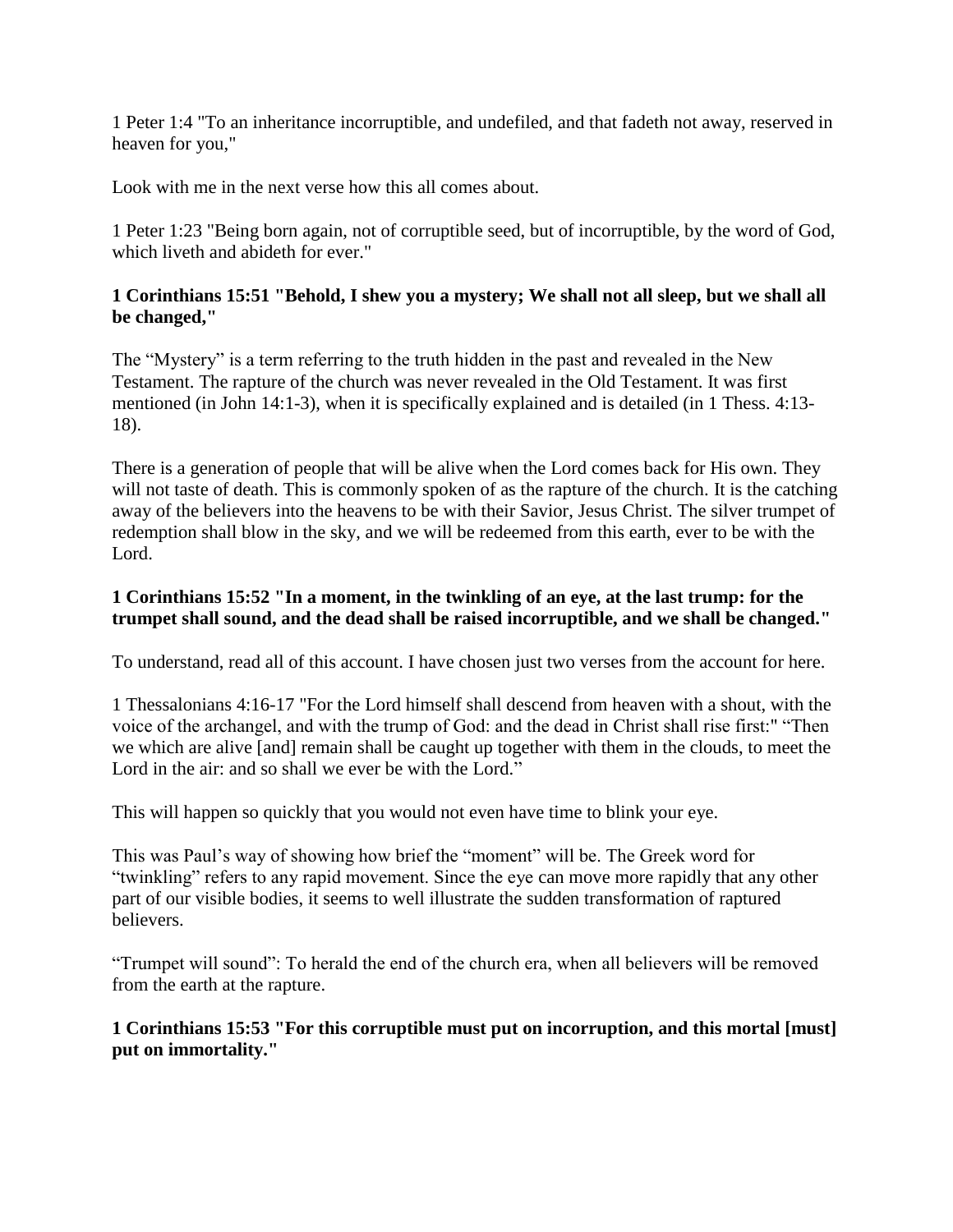1 Peter 1:4 "To an inheritance incorruptible, and undefiled, and that fadeth not away, reserved in heaven for you,"

Look with me in the next verse how this all comes about.

1 Peter 1:23 "Being born again, not of corruptible seed, but of incorruptible, by the word of God, which liveth and abideth for ever."

**1 Corinthians 15:51 "Behold, I shew you a mystery; We shall not all sleep, but we shall all be changed,"**

The "Mystery" is a term referring to the truth hidden in the past and revealed in the New Testament. The rapture of the church was never revealed in the Old Testament. It was first mentioned (in John 14:1-3), when it is specifically explained and is detailed (in 1 Thess. 4:13-18).

There is a generation of people that will be alive when the Lord comes back for His own. They will not taste of death. This is commonly spoken of as the rapture of the church. It is the catching away of the believers into the heavens to be with their Savior, Jesus Christ. The silver trumpet of redemption shall blow in the sky, and we will be redeemed from this earth, ever to be with the Lord.

**1 Corinthians 15:52 "In a moment, in the twinkling of an eye, at the last trump: for the trumpet shall sound, and the dead shall be raised incorruptible, and we shall be changed."**

To understand, read all of this account. I have chosen just two verses from the account for here.

1 Thessalonians 4:16-17 "For the Lord himself shall descend from heaven with a shout, with the voice of the archangel, and with the trump of God: and the dead in Christ shall rise first:" "Then we which are alive [and] remain shall be caught up together with them in the clouds, to meet the Lord in the air: and so shall we ever be with the Lord."

This will happen so quickly that you would not even have time to blink your eye.

This was Paul's way of showing how brief the "moment" will be. The Greek word for "twinkling" refers to any rapid movement. Since the eye can move more rapidly that any other part of our visible bodies, it seems to well illustrate the sudden transformation of raptured believers.

"Trumpet will sound": To herald the end of the church era, when all believers will be removed from the earth at the rapture.

**1 Corinthians 15:53 "For this corruptible must put on incorruption, and this mortal [must] put on immortality."**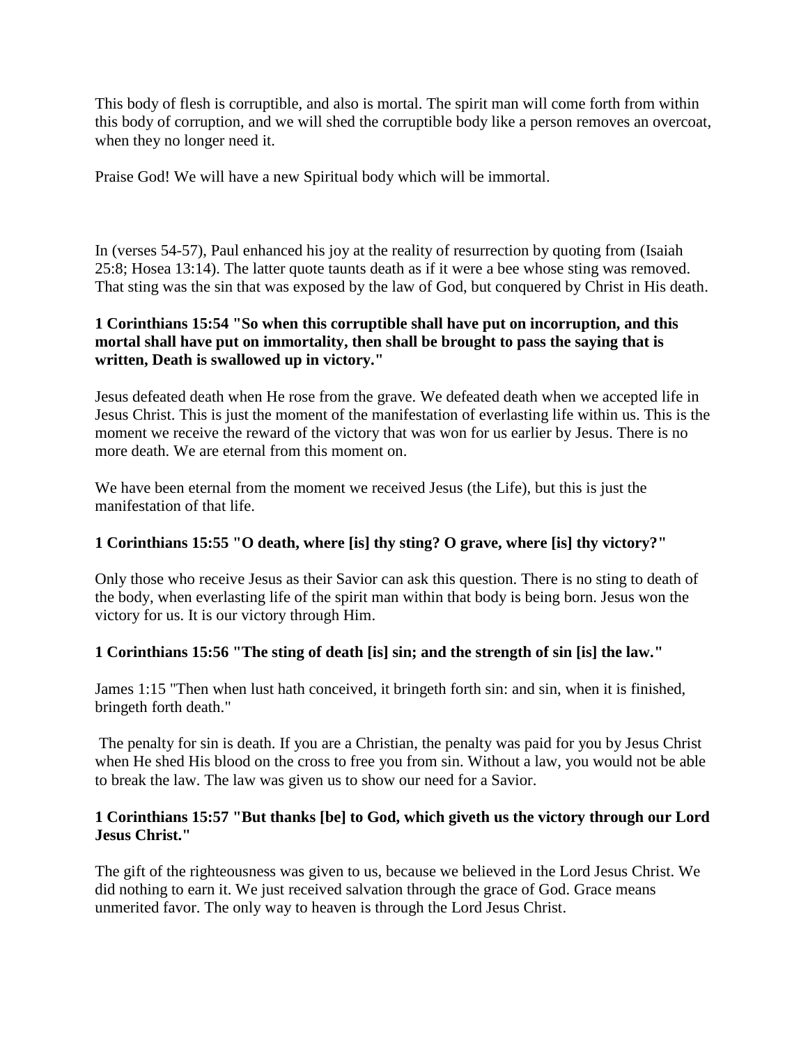This body of flesh is corruptible, and also is mortal. The spirit man will come forth from within this body of corruption, and we will shed the corruptible body like a person removes an overcoat, when they no longer need it.

Praise God! We will have a new Spiritual body which will be immortal.

In (verses 54-57), Paul enhanced his joy at the reality of resurrection by quoting from (Isaiah 25:8; Hosea 13:14). The latter quote taunts death as if it were a bee whose sting was removed. That sting was the sin that was exposed by the law of God, but conquered by Christ in His death.

**1 Corinthians 15:54 "So when this corruptible shall have put on incorruption, and this mortal shall have put on immortality, then shall be brought to pass the saying that is written, Death is swallowed up in victory."**

Jesus defeated death when He rose from the grave. We defeated death when we accepted life in Jesus Christ. This is just the moment of the manifestation of everlasting life within us. This is the moment we receive the reward of the victory that was won for us earlier by Jesus. There is no more death. We are eternal from this moment on.

We have been eternal from the moment we received Jesus (the Life), but this is just the manifestation of that life.

**1 Corinthians 15:55 "O death, where [is] thy sting? O grave, where [is] thy victory?"**

Only those who receive Jesus as their Savior can ask this question. There is no sting to death of the body, when everlasting life of the spirit man within that body is being born. Jesus won the victory for us. It is our victory through Him.

**1 Corinthians 15:56 "The sting of death [is] sin; and the strength of sin [is] the law."**

James 1:15 "Then when lust hath conceived, it bringeth forth sin: and sin, when it is finished, bringeth forth death."

The penalty for sin is death. If you are a Christian, the penalty was paid for you by Jesus Christ when He shed His blood on the cross to free you from sin. Without a law, you would not be able to break the law. The law was given us to show our need for a Savior.

**1 Corinthians 15:57 "But thanks [be] to God, which giveth us the victory through our Lord Jesus Christ."**

The gift of the righteousness was given to us, because we believed in the Lord Jesus Christ. We did nothing to earn it. We just received salvation through the grace of God. Grace means unmerited favor. The only way to heaven is through the Lord Jesus Christ.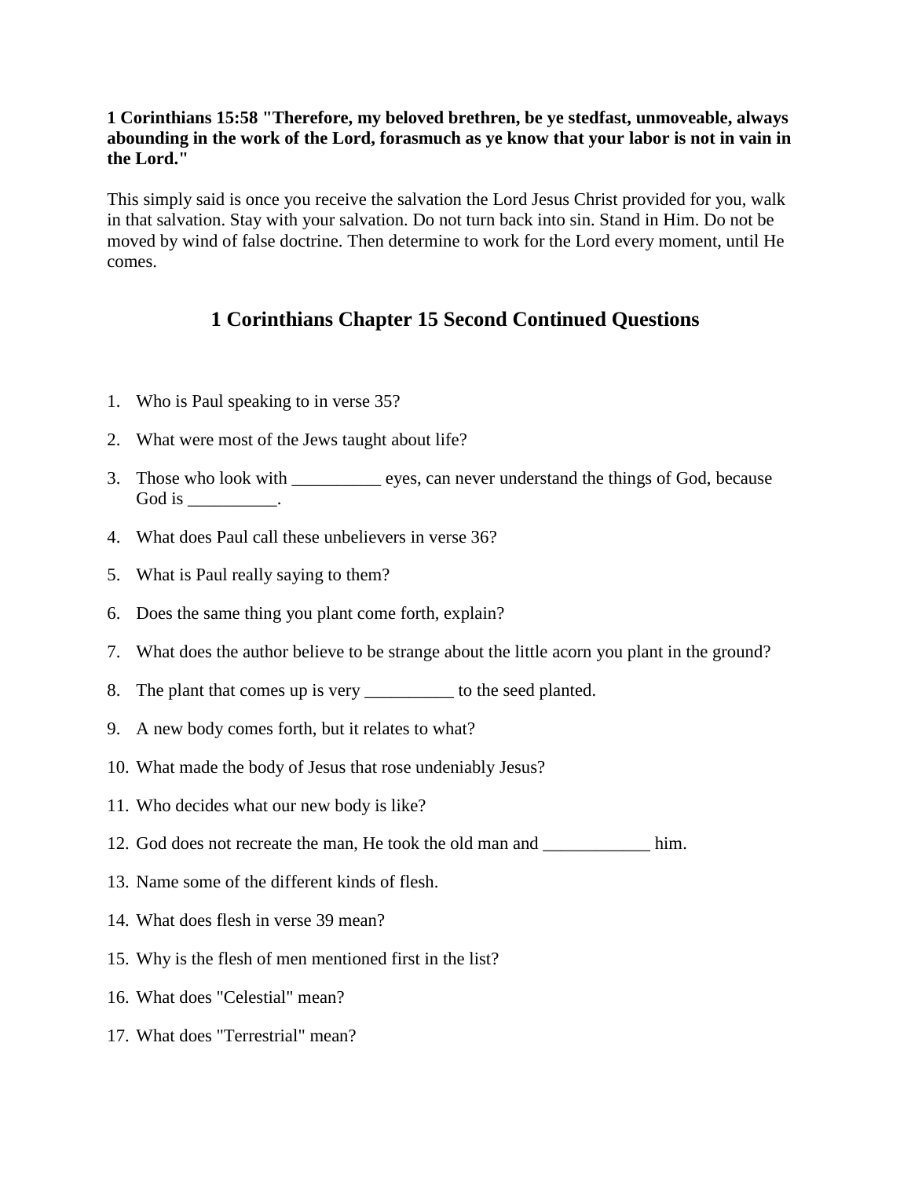**1 Corinthians 15:58 "Therefore, my beloved brethren, be ye stedfast, unmoveable, always abounding in the work of the Lord, forasmuch as ye know that your labor is not in vain in the Lord."**

This simply said is once you receive the salvation the Lord Jesus Christ provided for you, walk in that salvation. Stay with your salvation. Do not turn back into sin. Stand in Him. Do not be moved by wind of false doctrine. Then determine to work for the Lord every moment, until He comes.

## 1 Corinthians Chapter 15 Second Continued Questions

1. Who is Paul speaking to in verse 35?
2. What were most of the Jews taught about life?
3. Those who look with __________ eyes, can never understand the things of God, because God is __________.
4. What does Paul call these unbelievers in verse 36?
5. What is Paul really saying to them?
6. Does the same thing you plant come forth, explain?
7. What does the author believe to be strange about the little acorn you plant in the ground?
8. The plant that comes up is very __________ to the seed planted.
9. A new body comes forth, but it relates to what?
10. What made the body of Jesus that rose undeniably Jesus?
11. Who decides what our new body is like?
12. God does not recreate the man, He took the old man and ____________ him.
13. Name some of the different kinds of flesh.
14. What does flesh in verse 39 mean?
15. Why is the flesh of men mentioned first in the list?
16. What does "Celestial" mean?
17. What does "Terrestrial" mean?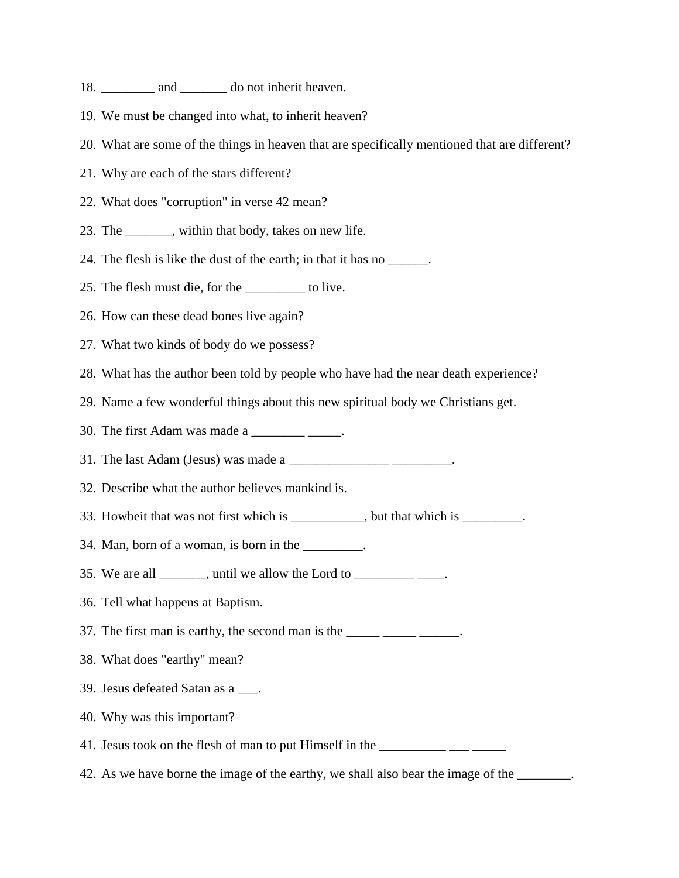18. ________ and _______ do not inherit heaven.

19. We must be changed into what, to inherit heaven?

20. What are some of the things in heaven that are specifically mentioned that are different?

21. Why are each of the stars different?

22. What does "corruption" in verse 42 mean?

23. The _______, within that body, takes on new life.

24. The flesh is like the dust of the earth; in that it has no ______.

25. The flesh must die, for the _________ to live.

26. How can these dead bones live again?

27. What two kinds of body do we possess?

28. What has the author been told by people who have had the near death experience?

29. Name a few wonderful things about this new spiritual body we Christians get.

30. The first Adam was made a ________ _____.

31. The last Adam (Jesus) was made a _______________ _________.

32. Describe what the author believes mankind is.

33. Howbeit that was not first which is ___________, but that which is _________.

34. Man, born of a woman, is born in the _________.

35. We are all _______, until we allow the Lord to _________ ____.

36. Tell what happens at Baptism.

37. The first man is earthy, the second man is the _____ _____ ______.

38. What does "earthy" mean?

39. Jesus defeated Satan as a ___.

40. Why was this important?

41. Jesus took on the flesh of man to put Himself in the __________ ___ _____

42. As we have borne the image of the earthy, we shall also bear the image of the ________.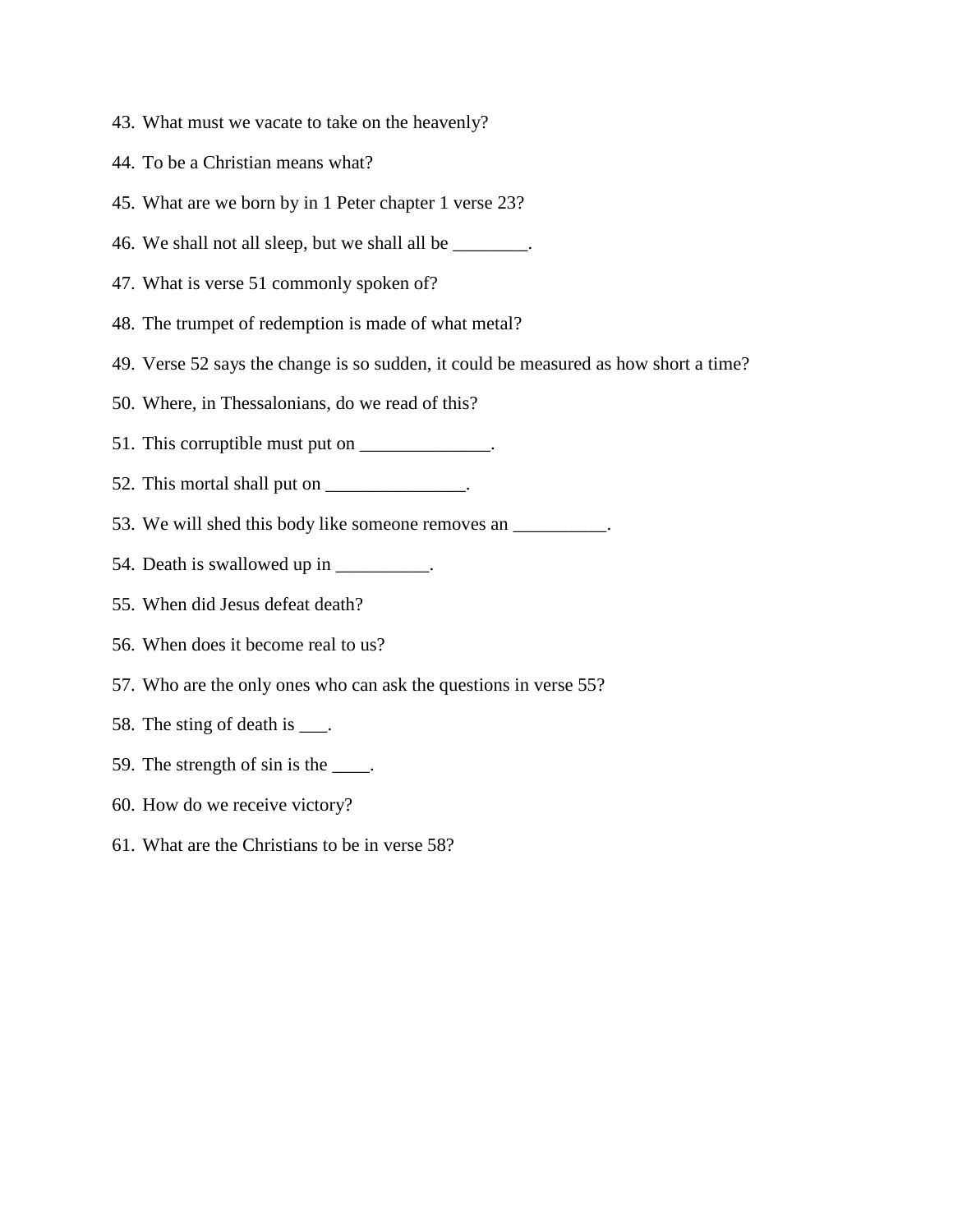43. What must we vacate to take on the heavenly?

44. To be a Christian means what?

45. What are we born by in 1 Peter chapter 1 verse 23?

46. We shall not all sleep, but we shall all be ________.

47. What is verse 51 commonly spoken of?

48. The trumpet of redemption is made of what metal?

49. Verse 52 says the change is so sudden, it could be measured as how short a time?

50. Where, in Thessalonians, do we read of this?

51. This corruptible must put on ______________.

52. This mortal shall put on _______________.

53. We will shed this body like someone removes an __________.

54. Death is swallowed up in __________.

55. When did Jesus defeat death?

56. When does it become real to us?

57. Who are the only ones who can ask the questions in verse 55?

58. The sting of death is ___.

59. The strength of sin is the ____.

60. How do we receive victory?

61. What are the Christians to be in verse 58?